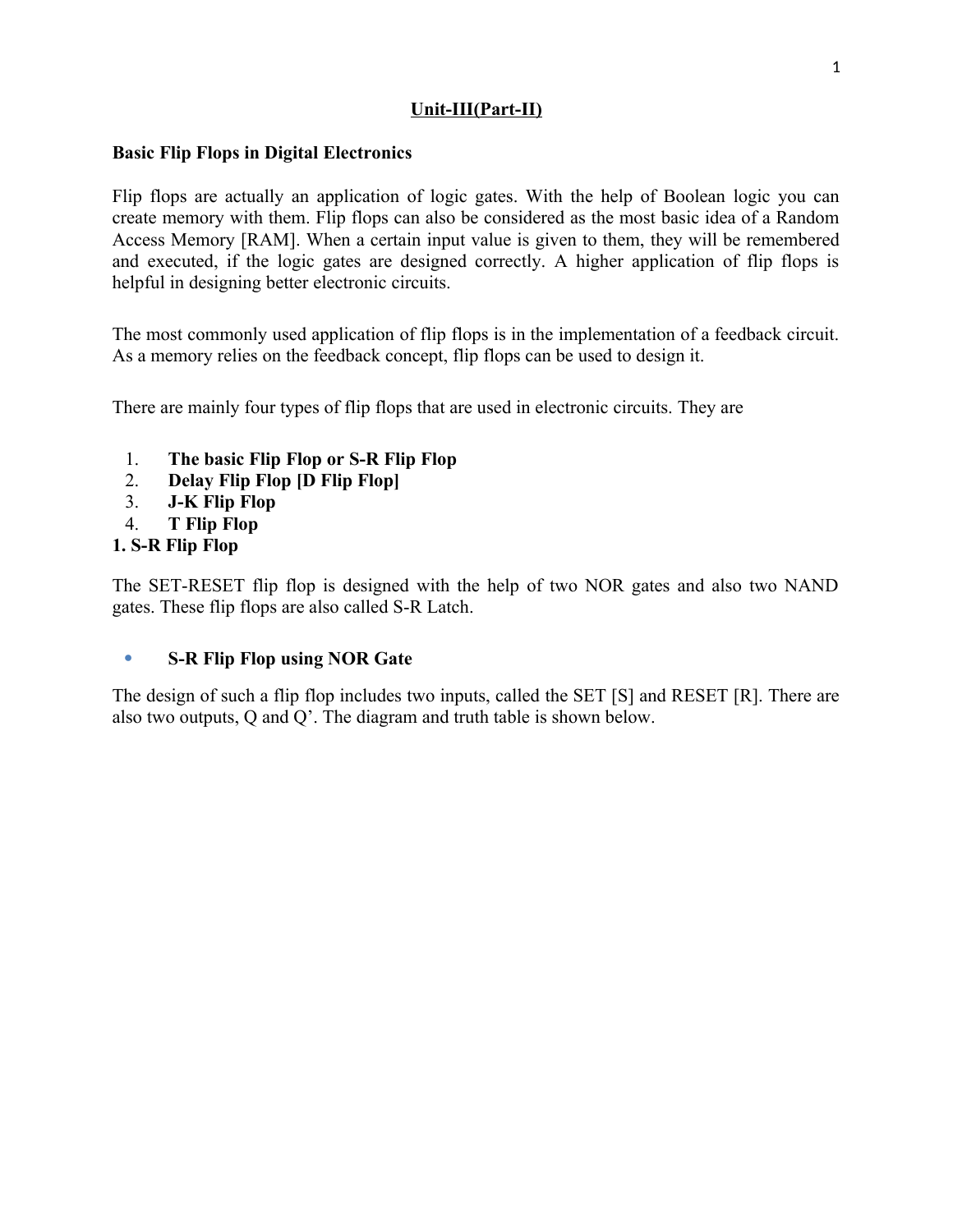# Unit-III(Part-II)

## Basic Flip Flops in Digital Electronics

Flip flops are actually an application of logic gates. With the help of Boolean logic you can create memory with them. Flip flops can also be considered as the most basic idea of a Random Access Memory [RAM]. When a certain input value is given to them, they will be remembered and executed, if the logic gates are designed correctly. A higher application of flip flops is helpful in designing better electronic circuits.

The most commonly used application of flip flops is in the implementation of a feedback circuit. As a memory relies on the feedback concept, flip flops can be used to design it.

There are mainly four types of flip flops that are used in electronic circuits. They are

1. **The basic Flip Flop or S-R Flip Flop**
2. **Delay Flip Flop [D Flip Flop]**
3. **J-K Flip Flop**
4. **T Flip Flop**

### 1. S-R Flip Flop

The SET-RESET flip flop is designed with the help of two NOR gates and also two NAND gates. These flip flops are also called S-R Latch.

- **S-R Flip Flop using NOR Gate**

The design of such a flip flop includes two inputs, called the SET [S] and RESET [R]. There are also two outputs, Q and Q'. The diagram and truth table is shown below.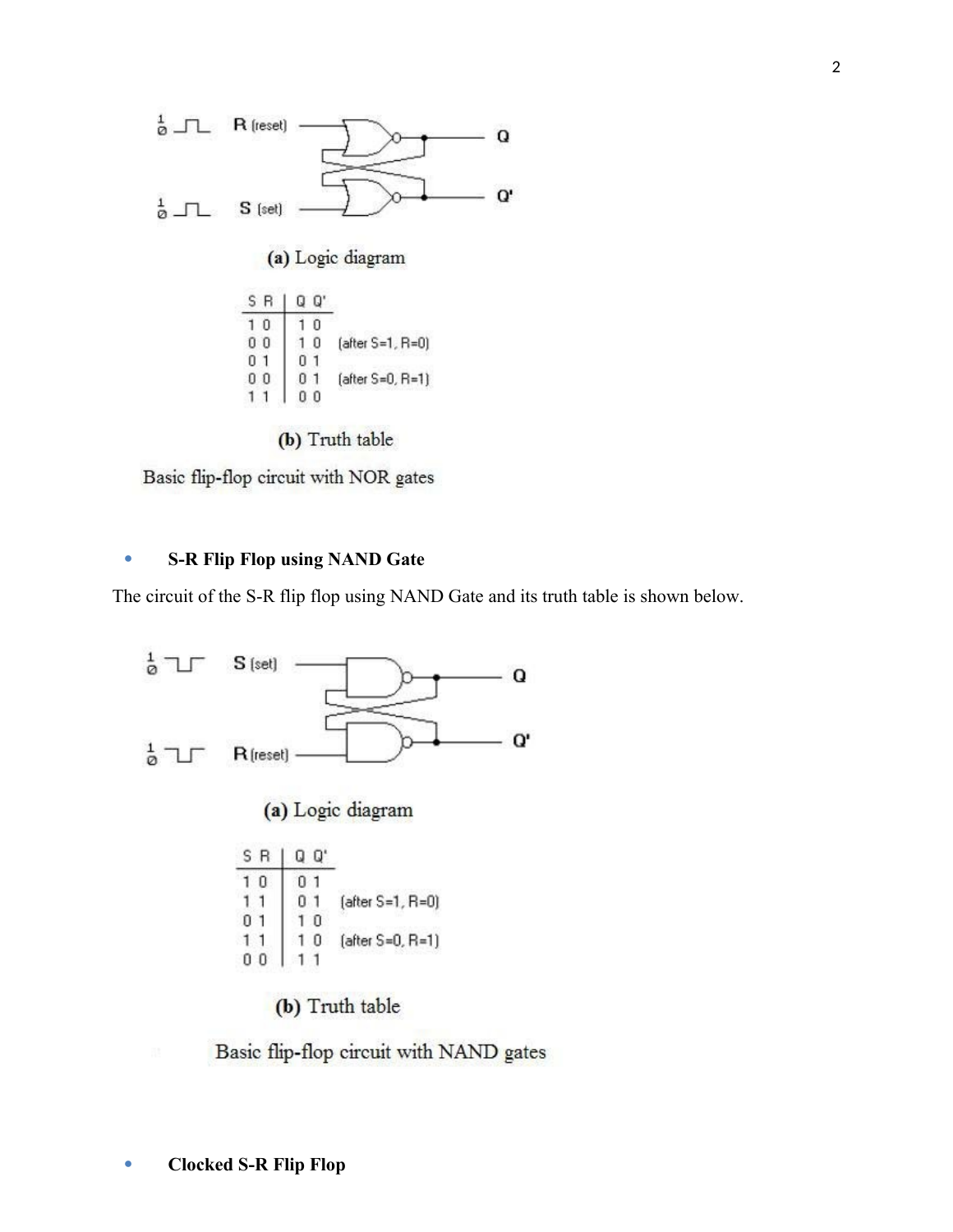(a) Logic diagram

| S R | Q Q' | |
|---|---|---|
| 1 0 | 1 0 | |
| 0 0 | 1 0 | (after S=1, R=0) |
| 0 1 | 0 1 | |
| 0 0 | 0 1 | (after S=0, R=1) |
| 1 1 | 0 0 | |

(b) Truth table

Basic flip-flop circuit with NOR gates

- **S-R Flip Flop using NAND Gate**

The circuit of the S-R flip flop using NAND Gate and its truth table is shown below.

(a) Logic diagram

| S R | Q Q' | |
|---|---|---|
| 1 0 | 0 1 | |
| 1 1 | 0 1 | (after S=1, R=0) |
| 0 1 | 1 0 | |
| 1 1 | 1 0 | (after S=0, R=1) |
| 0 0 | 1 1 | |

(b) Truth table

Basic flip-flop circuit with NAND gates

- **Clocked S-R Flip Flop**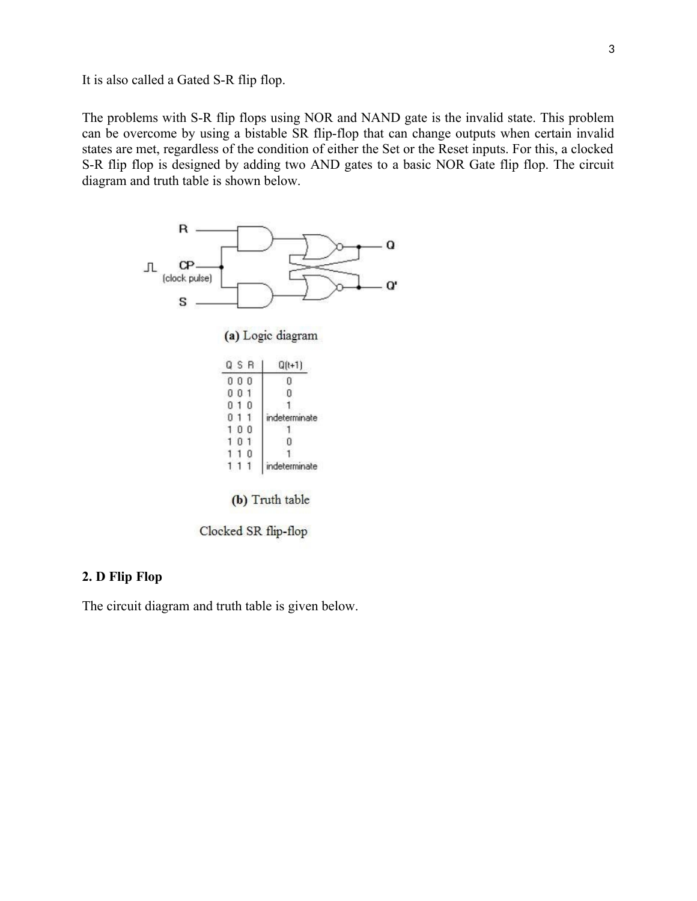It is also called a Gated S-R flip flop.

The problems with S-R flip flops using NOR and NAND gate is the invalid state. This problem can be overcome by using a bistable SR flip-flop that can change outputs when certain invalid states are met, regardless of the condition of either the Set or the Reset inputs. For this, a clocked S-R flip flop is designed by adding two AND gates to a basic NOR Gate flip flop. The circuit diagram and truth table is shown below.

**(a)** Logic diagram

| Q S R | Q(t+1) |
|---|---|
| 0 0 0 | 0 |
| 0 0 1 | 0 |
| 0 1 0 | 1 |
| 0 1 1 | indeterminate |
| 1 0 0 | 1 |
| 1 0 1 | 0 |
| 1 1 0 | 1 |
| 1 1 1 | indeterminate |

**(b)** Truth table

Clocked SR flip-flop

**2. D Flip Flop**

The circuit diagram and truth table is given below.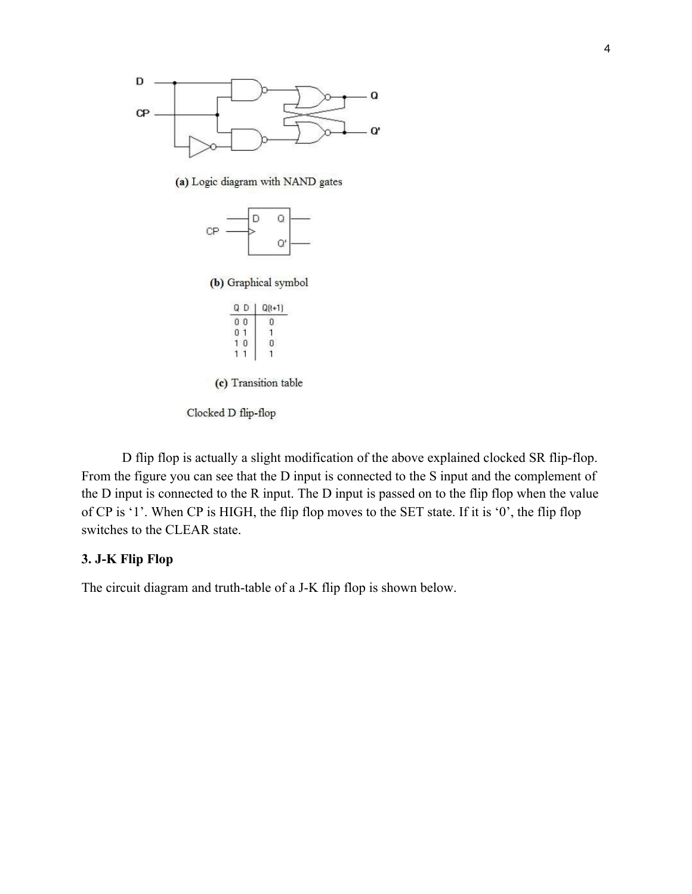(a) Logic diagram with NAND gates

(b) Graphical symbol

| Q D | Q(t+1) |
| --- | --- |
| 0 0 | 0 |
| 0 1 | 1 |
| 1 0 | 0 |
| 1 1 | 1 |

(c) Transition table

Clocked D flip-flop

D flip flop is actually a slight modification of the above explained clocked SR flip-flop. From the figure you can see that the D input is connected to the S input and the complement of the D input is connected to the R input. The D input is passed on to the flip flop when the value of CP is '1'. When CP is HIGH, the flip flop moves to the SET state. If it is '0', the flip flop switches to the CLEAR state.

**3. J-K Flip Flop**

The circuit diagram and truth-table of a J-K flip flop is shown below.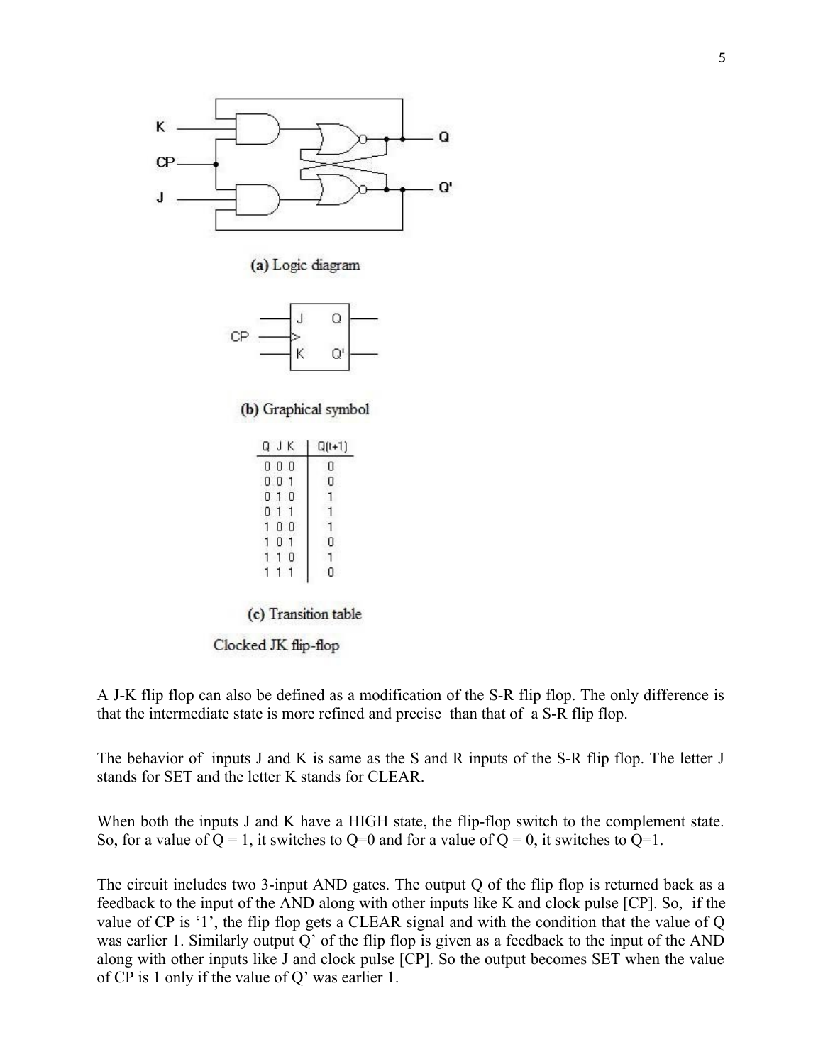(a) Logic diagram

(b) Graphical symbol

| Q J K | Q(t+1) |
|---|---|
| 0 0 0 | 0 |
| 0 0 1 | 0 |
| 0 1 0 | 1 |
| 0 1 1 | 1 |
| 1 0 0 | 1 |
| 1 0 1 | 0 |
| 1 1 0 | 1 |
| 1 1 1 | 0 |

(c) Transition table

Clocked JK flip-flop

A J-K flip flop can also be defined as a modification of the S-R flip flop. The only difference is that the intermediate state is more refined and precise than that of a S-R flip flop.

The behavior of inputs J and K is same as the S and R inputs of the S-R flip flop. The letter J stands for SET and the letter K stands for CLEAR.

When both the inputs J and K have a HIGH state, the flip-flop switch to the complement state. So, for a value of Q = 1, it switches to Q=0 and for a value of Q = 0, it switches to Q=1.

The circuit includes two 3-input AND gates. The output Q of the flip flop is returned back as a feedback to the input of the AND along with other inputs like K and clock pulse [CP]. So, if the value of CP is '1', the flip flop gets a CLEAR signal and with the condition that the value of Q was earlier 1. Similarly output Q' of the flip flop is given as a feedback to the input of the AND along with other inputs like J and clock pulse [CP]. So the output becomes SET when the value of CP is 1 only if the value of Q' was earlier 1.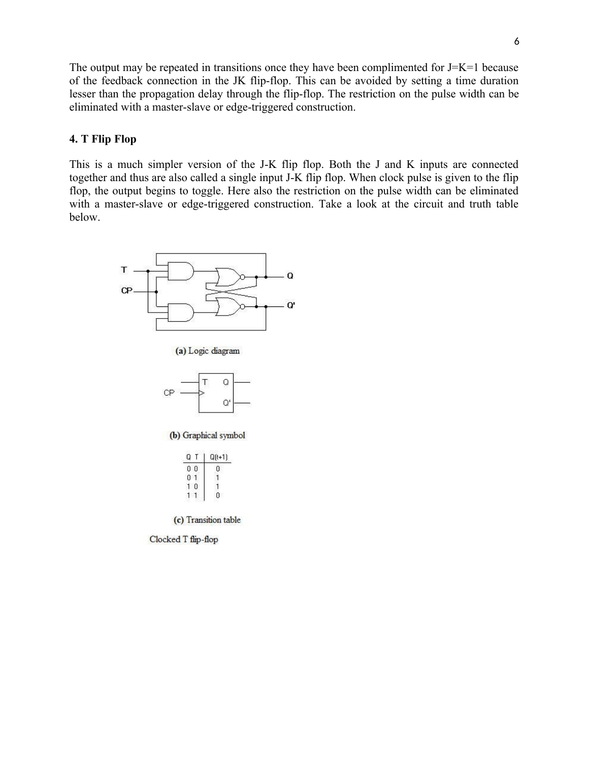The output may be repeated in transitions once they have been complimented for J=K=1 because of the feedback connection in the JK flip-flop. This can be avoided by setting a time duration lesser than the propagation delay through the flip-flop. The restriction on the pulse width can be eliminated with a master-slave or edge-triggered construction.

### 4. T Flip Flop

This is a much simpler version of the J-K flip flop. Both the J and K inputs are connected together and thus are also called a single input J-K flip flop. When clock pulse is given to the flip flop, the output begins to toggle. Here also the restriction on the pulse width can be eliminated with a master-slave or edge-triggered construction. Take a look at the circuit and truth table below.

T

CP

Q

Q'

(a) Logic diagram

T Q

CP

Q'

(b) Graphical symbol

| Q | T | Q(t+1) |
|---|---|---|
| 0 | 0 | 0 |
| 0 | 1 | 1 |
| 1 | 0 | 1 |
| 1 | 1 | 0 |

(c) Transition table

Clocked T flip-flop